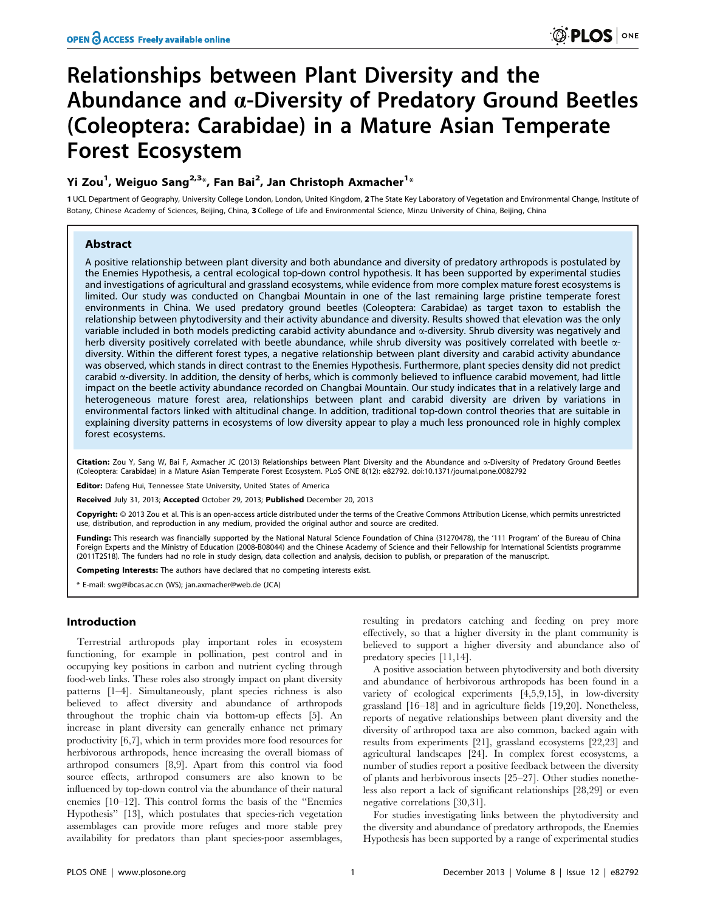# Relationships between Plant Diversity and the Abundance and α-Diversity of Predatory Ground Beetles (Coleoptera: Carabidae) in a Mature Asian Temperate Forest Ecosystem

**Yi Zou[1], Weiguo Sang[2,3]*, Fan Bai[2], Jan Christoph Axmacher[1]***

1 UCL Department of Geography, University College London, London, United Kingdom, 2 The State Key Laboratory of Vegetation and Environmental Change, Institute of Botany, Chinese Academy of Sciences, Beijing, China, 3 College of Life and Environmental Science, Minzu University of China, Beijing, China

## Abstract

A positive relationship between plant diversity and both abundance and diversity of predatory arthropods is postulated by the Enemies Hypothesis, a central ecological top-down control hypothesis. It has been supported by experimental studies and investigations of agricultural and grassland ecosystems, while evidence from more complex mature forest ecosystems is limited. Our study was conducted on Changbai Mountain in one of the last remaining large pristine temperate forest environments in China. We used predatory ground beetles (Coleoptera: Carabidae) as target taxon to establish the relationship between phytodiversity and their activity abundance and diversity. Results showed that elevation was the only variable included in both models predicting carabid activity abundance and α-diversity. Shrub diversity was negatively and herb diversity positively correlated with beetle abundance, while shrub diversity was positively correlated with beetle α-diversity. Within the different forest types, a negative relationship between plant diversity and carabid activity abundance was observed, which stands in direct contrast to the Enemies Hypothesis. Furthermore, plant species density did not predict carabid α-diversity. In addition, the density of herbs, which is commonly believed to influence carabid movement, had little impact on the beetle activity abundance recorded on Changbai Mountain. Our study indicates that in a relatively large and heterogeneous mature forest area, relationships between plant and carabid diversity are driven by variations in environmental factors linked with altitudinal change. In addition, traditional top-down control theories that are suitable in explaining diversity patterns in ecosystems of low diversity appear to play a much less pronounced role in highly complex forest ecosystems.

**Citation:** Zou Y, Sang W, Bai F, Axmacher JC (2013) Relationships between Plant Diversity and the Abundance and α-Diversity of Predatory Ground Beetles (Coleoptera: Carabidae) in a Mature Asian Temperate Forest Ecosystem. PLoS ONE 8(12): e82792. doi:10.1371/journal.pone.0082792

**Editor:** Dafeng Hui, Tennessee State University, United States of America

**Received** July 31, 2013; **Accepted** October 29, 2013; **Published** December 20, 2013

**Copyright:** © 2013 Zou et al. This is an open-access article distributed under the terms of the Creative Commons Attribution License, which permits unrestricted use, distribution, and reproduction in any medium, provided the original author and source are credited.

**Funding:** This research was financially supported by the National Natural Science Foundation of China (31270478), the '111 Program' of the Bureau of China Foreign Experts and the Ministry of Education (2008-B08044) and the Chinese Academy of Science and their Fellowship for International Scientists programme (2011T2S18). The funders had no role in study design, data collection and analysis, decision to publish, or preparation of the manuscript.

**Competing Interests:** The authors have declared that no competing interests exist.

* E-mail: swg@ibcas.ac.cn (WS); jan.axmacher@web.de (JCA)

## Introduction

Terrestrial arthropods play important roles in ecosystem functioning, for example in pollination, pest control and in occupying key positions in carbon and nutrient cycling through food-web links. These roles also strongly impact on plant diversity patterns [1–4]. Simultaneously, plant species richness is also believed to affect diversity and abundance of arthropods throughout the trophic chain via bottom-up effects [5]. An increase in plant diversity can generally enhance net primary productivity [6,7], which in term provides more food resources for herbivorous arthropods, hence increasing the overall biomass of arthropod consumers [8,9]. Apart from this control via food source effects, arthropod consumers are also known to be influenced by top-down control via the abundance of their natural enemies [10–12]. This control forms the basis of the "Enemies Hypothesis" [13], which postulates that species-rich vegetation assemblages can provide more refuges and more stable prey availability for predators than plant species-poor assemblages, resulting in predators catching and feeding on prey more effectively, so that a higher diversity in the plant community is believed to support a higher diversity and abundance also of predatory species [11,14].

A positive association between phytodiversity and both diversity and abundance of herbivorous arthropods has been found in a variety of ecological experiments [4,5,9,15], in low-diversity grassland [16–18] and in agriculture fields [19,20]. Nonetheless, reports of negative relationships between plant diversity and the diversity of arthropod taxa are also common, backed again with results from experiments [21], grassland ecosystems [22,23] and agricultural landscapes [24]. In complex forest ecosystems, a number of studies report a positive feedback between the diversity of plants and herbivorous insects [25–27]. Other studies nonetheless also report a lack of significant relationships [28,29] or even negative correlations [30,31].

For studies investigating links between the phytodiversity and the diversity and abundance of predatory arthropods, the Enemies Hypothesis has been supported by a range of experimental studies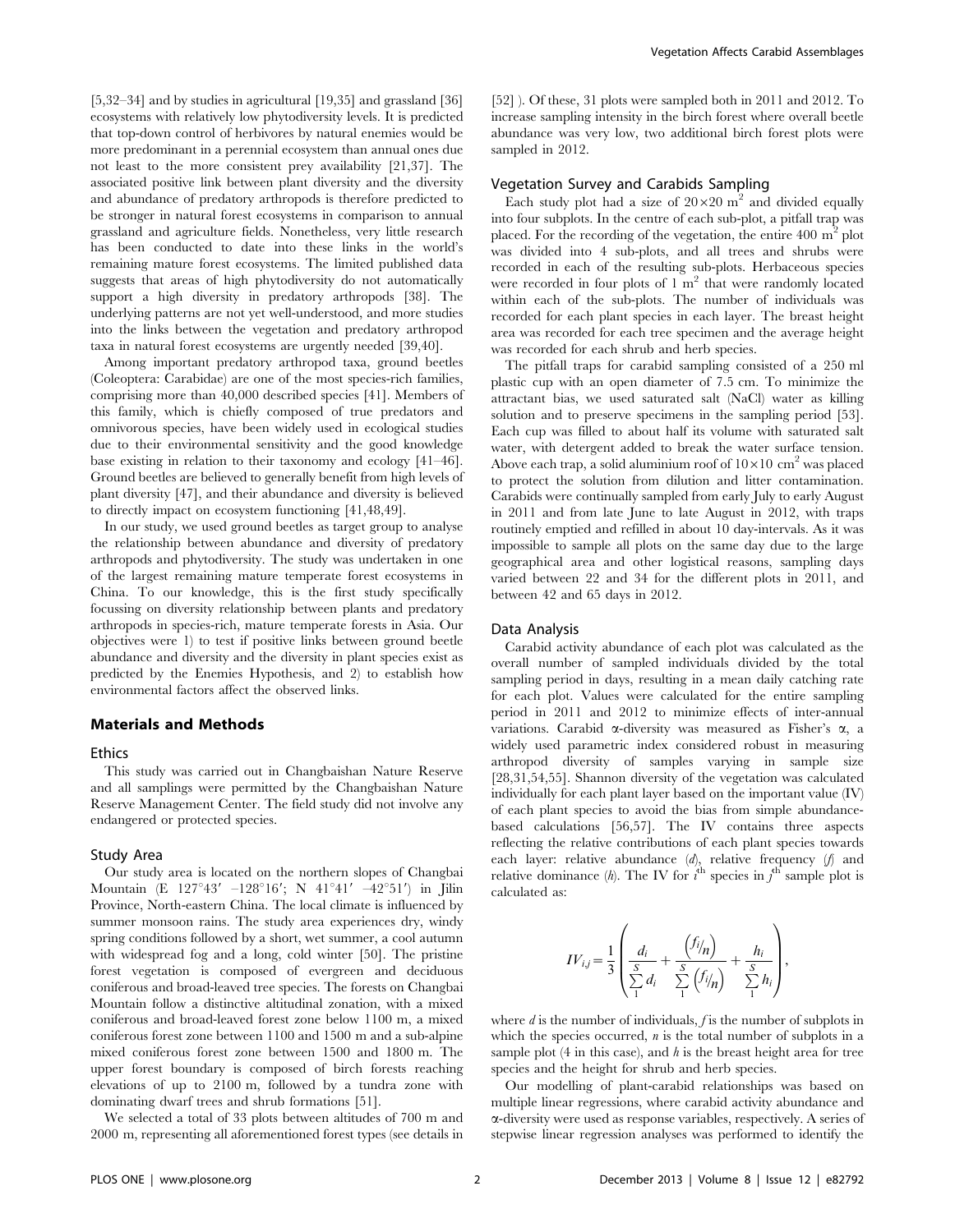[5,32–34] and by studies in agricultural [19,35] and grassland [36] ecosystems with relatively low phytodiversity levels. It is predicted that top-down control of herbivores by natural enemies would be more predominant in a perennial ecosystem than annual ones due not least to the more consistent prey availability [21,37]. The associated positive link between plant diversity and the diversity and abundance of predatory arthropods is therefore predicted to be stronger in natural forest ecosystems in comparison to annual grassland and agriculture fields. Nonetheless, very little research has been conducted to date into these links in the world's remaining mature forest ecosystems. The limited published data suggests that areas of high phytodiversity do not automatically support a high diversity in predatory arthropods [38]. The underlying patterns are not yet well-understood, and more studies into the links between the vegetation and predatory arthropod taxa in natural forest ecosystems are urgently needed [39,40].

Among important predatory arthropod taxa, ground beetles (Coleoptera: Carabidae) are one of the most species-rich families, comprising more than 40,000 described species [41]. Members of this family, which is chiefly composed of true predators and omnivorous species, have been widely used in ecological studies due to their environmental sensitivity and the good knowledge base existing in relation to their taxonomy and ecology [41–46]. Ground beetles are believed to generally benefit from high levels of plant diversity [47], and their abundance and diversity is believed to directly impact on ecosystem functioning [41,48,49].

In our study, we used ground beetles as target group to analyse the relationship between abundance and diversity of predatory arthropods and phytodiversity. The study was undertaken in one of the largest remaining mature temperate forest ecosystems in China. To our knowledge, this is the first study specifically focussing on diversity relationship between plants and predatory arthropods in species-rich, mature temperate forests in Asia. Our objectives were 1) to test if positive links between ground beetle abundance and diversity and the diversity in plant species exist as predicted by the Enemies Hypothesis, and 2) to establish how environmental factors affect the observed links.

## Materials and Methods

### Ethics

This study was carried out in Changbaishan Nature Reserve and all samplings were permitted by the Changbaishan Nature Reserve Management Center. The field study did not involve any endangered or protected species.

### Study Area

Our study area is located on the northern slopes of Changbai Mountain (E 127°43′ –128°16′; N 41°41′ –42°51′) in Jilin Province, North-eastern China. The local climate is influenced by summer monsoon rains. The study area experiences dry, windy spring conditions followed by a short, wet summer, a cool autumn with widespread fog and a long, cold winter [50]. The pristine forest vegetation is composed of evergreen and deciduous coniferous and broad-leaved tree species. The forests on Changbai Mountain follow a distinctive altitudinal zonation, with a mixed coniferous and broad-leaved forest zone below 1100 m, a mixed coniferous forest zone between 1100 and 1500 m and a sub-alpine mixed coniferous forest zone between 1500 and 1800 m. The upper forest boundary is composed of birch forests reaching elevations of up to 2100 m, followed by a tundra zone with dominating dwarf trees and shrub formations [51].

We selected a total of 33 plots between altitudes of 700 m and 2000 m, representing all aforementioned forest types (see details in [52] ). Of these, 31 plots were sampled both in 2011 and 2012. To increase sampling intensity in the birch forest where overall beetle abundance was very low, two additional birch forest plots were sampled in 2012.

### Vegetation Survey and Carabids Sampling

Each study plot had a size of $20\times20$ m$^2$ and divided equally into four subplots. In the centre of each sub-plot, a pitfall trap was placed. For the recording of the vegetation, the entire 400 m$^2$ plot was divided into 4 sub-plots, and all trees and shrubs were recorded in each of the resulting sub-plots. Herbaceous species were recorded in four plots of 1 m$^2$ that were randomly located within each of the sub-plots. The number of individuals was recorded for each plant species in each layer. The breast height area was recorded for each tree specimen and the average height was recorded for each shrub and herb species.

The pitfall traps for carabid sampling consisted of a 250 ml plastic cup with an open diameter of 7.5 cm. To minimize the attractant bias, we used saturated salt (NaCl) water as killing solution and to preserve specimens in the sampling period [53]. Each cup was filled to about half its volume with saturated salt water, with detergent added to break the water surface tension. Above each trap, a solid aluminium roof of $10\times10$ cm$^2$ was placed to protect the solution from dilution and litter contamination. Carabids were continually sampled from early July to early August in 2011 and from late June to late August in 2012, with traps routinely emptied and refilled in about 10 day-intervals. As it was impossible to sample all plots on the same day due to the large geographical area and other logistical reasons, sampling days varied between 22 and 34 for the different plots in 2011, and between 42 and 65 days in 2012.

### Data Analysis

Carabid activity abundance of each plot was calculated as the overall number of sampled individuals divided by the total sampling period in days, resulting in a mean daily catching rate for each plot. Values were calculated for the entire sampling period in 2011 and 2012 to minimize effects of inter-annual variations. Carabid α-diversity was measured as Fisher's α, a widely used parametric index considered robust in measuring arthropod diversity of samples varying in sample size [28,31,54,55]. Shannon diversity of the vegetation was calculated individually for each plant layer based on the important value (IV) of each plant species to avoid the bias from simple abundance-based calculations [56,57]. The IV contains three aspects reflecting the relative contributions of each plant species towards each layer: relative abundance ($d$), relative frequency ($f$) and relative dominance ($h$). The IV for $i^{\text{th}}$ species in $j^{\text{th}}$ sample plot is calculated as:

$$IV_{i,j} = \frac{1}{3}\left(\frac{d_i}{\sum_1^S d_i} + \frac{\left(f_i/n\right)}{\sum_1^S \left(f_i/n\right)} + \frac{h_i}{\sum_1^S h_i}\right),$$

where $d$ is the number of individuals, $f$ is the number of subplots in which the species occurred, $n$ is the total number of subplots in a sample plot (4 in this case), and $h$ is the breast height area for tree species and the height for shrub and herb species.

Our modelling of plant-carabid relationships was based on multiple linear regressions, where carabid activity abundance and α-diversity were used as response variables, respectively. A series of stepwise linear regression analyses was performed to identify the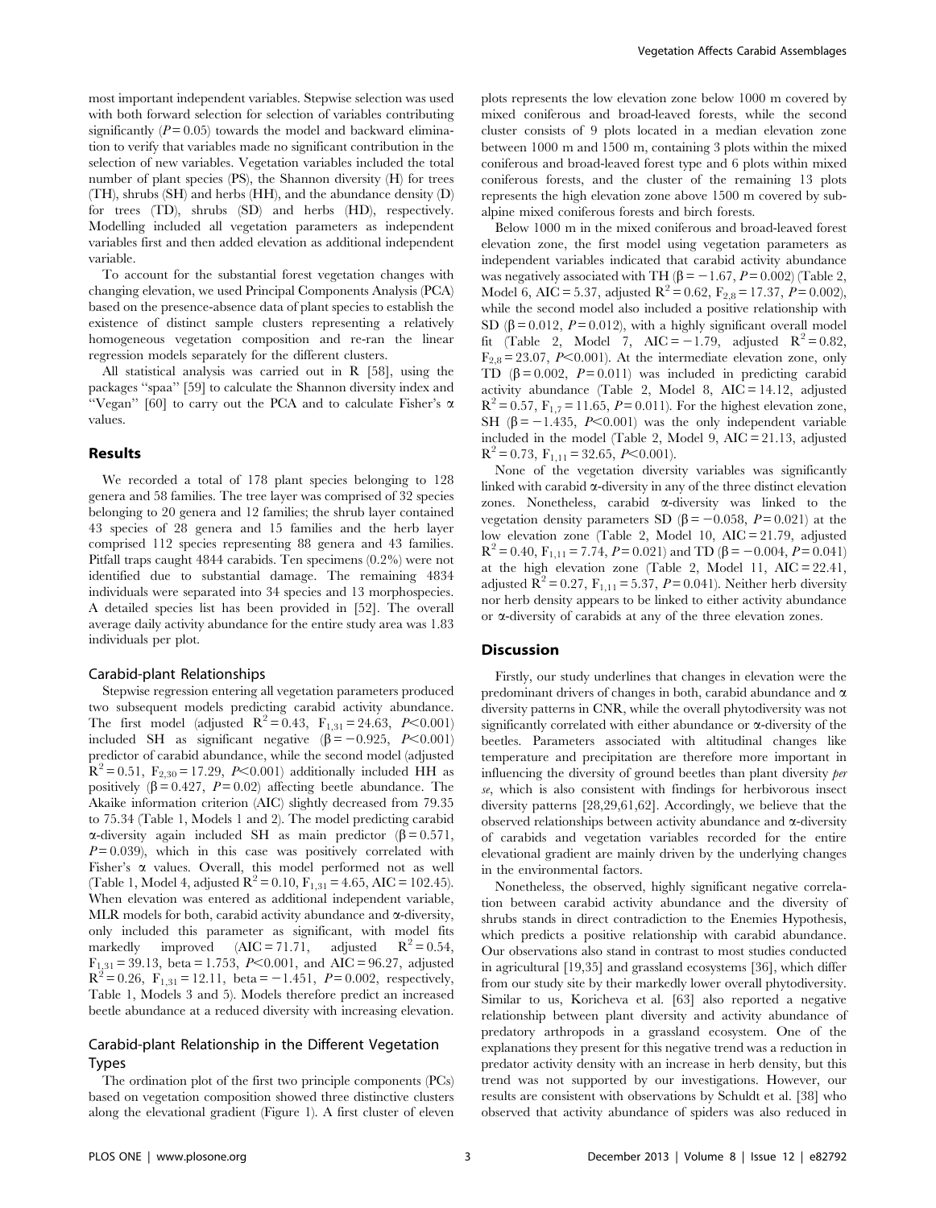most important independent variables. Stepwise selection was used with both forward selection for selection of variables contributing significantly ($P = 0.05$) towards the model and backward elimination to verify that variables made no significant contribution in the selection of new variables. Vegetation variables included the total number of plant species (PS), the Shannon diversity (H) for trees (TH), shrubs (SH) and herbs (HH), and the abundance density (D) for trees (TD), shrubs (SD) and herbs (HD), respectively. Modelling included all vegetation parameters as independent variables first and then added elevation as additional independent variable.

To account for the substantial forest vegetation changes with changing elevation, we used Principal Components Analysis (PCA) based on the presence-absence data of plant species to establish the existence of distinct sample clusters representing a relatively homogeneous vegetation composition and re-ran the linear regression models separately for the different clusters.

All statistical analysis was carried out in R [58], using the packages "spaa" [59] to calculate the Shannon diversity index and "Vegan" [60] to carry out the PCA and to calculate Fisher's α values.

## Results

We recorded a total of 178 plant species belonging to 128 genera and 58 families. The tree layer was comprised of 32 species belonging to 20 genera and 12 families; the shrub layer contained 43 species of 28 genera and 15 families and the herb layer comprised 112 species representing 88 genera and 43 families. Pitfall traps caught 4844 carabids. Ten specimens (0.2%) were not identified due to substantial damage. The remaining 4834 individuals were separated into 34 species and 13 morphospecies. A detailed species list has been provided in [52]. The overall average daily activity abundance for the entire study area was 1.83 individuals per plot.

### Carabid-plant Relationships

Stepwise regression entering all vegetation parameters produced two subsequent models predicting carabid activity abundance. The first model (adjusted $R^2 = 0.43$, $F_{1,31} = 24.63$, $P < 0.001$) included SH as significant negative ($\beta = -0.925$, $P < 0.001$) predictor of carabid abundance, while the second model (adjusted $R^2 = 0.51$, $F_{2,30} = 17.29$, $P < 0.001$) additionally included HH as positively ($\beta = 0.427$, $P = 0.02$) affecting beetle abundance. The Akaike information criterion (AIC) slightly decreased from 79.35 to 75.34 (Table 1, Models 1 and 2). The model predicting carabid α-diversity again included SH as main predictor ($\beta = 0.571$, $P = 0.039$), which in this case was positively correlated with Fisher's α values. Overall, this model performed not as well (Table 1, Model 4, adjusted $R^2 = 0.10$, $F_{1,31} = 4.65$, AIC = 102.45). When elevation was entered as additional independent variable, MLR models for both, carabid activity abundance and α-diversity, only included this parameter as significant, with model fits markedly improved (AIC = 71.71, adjusted $R^2 = 0.54$, $F_{1,31} = 39.13$, beta = 1.753, $P < 0.001$, and AIC = 96.27, adjusted $R^2 = 0.26$, $F_{1,31} = 12.11$, beta = −1.451, $P = 0.002$, respectively, Table 1, Models 3 and 5). Models therefore predict an increased beetle abundance at a reduced diversity with increasing elevation.

### Carabid-plant Relationship in the Different Vegetation Types

The ordination plot of the first two principle components (PCs) based on vegetation composition showed three distinctive clusters along the elevational gradient (Figure 1). A first cluster of eleven plots represents the low elevation zone below 1000 m covered by mixed coniferous and broad-leaved forests, while the second cluster consists of 9 plots located in a median elevation zone between 1000 m and 1500 m, containing 3 plots within the mixed coniferous and broad-leaved forest type and 6 plots within mixed coniferous forests, and the cluster of the remaining 13 plots represents the high elevation zone above 1500 m covered by subalpine mixed coniferous forests and birch forests.

Below 1000 m in the mixed coniferous and broad-leaved forest elevation zone, the first model using vegetation parameters as independent variables indicated that carabid activity abundance was negatively associated with TH ($\beta = -1.67$, $P = 0.002$) (Table 2, Model 6, AIC = 5.37, adjusted $R^2 = 0.62$, $F_{2,8} = 17.37$, $P = 0.002$), while the second model also included a positive relationship with SD ($\beta = 0.012$, $P = 0.012$), with a highly significant overall model fit (Table 2, Model 7, AIC = −1.79, adjusted $R^2 = 0.82$, $F_{2,8} = 23.07$, $P < 0.001$). At the intermediate elevation zone, only TD ($\beta = 0.002$, $P = 0.011$) was included in predicting carabid activity abundance (Table 2, Model 8, AIC = 14.12, adjusted $R^2 = 0.57$, $F_{1,7} = 11.65$, $P = 0.011$). For the highest elevation zone, SH ($\beta = -1.435$, $P < 0.001$) was the only independent variable included in the model (Table 2, Model 9, AIC = 21.13, adjusted $R^2 = 0.73$, $F_{1,11} = 32.65$, $P < 0.001$).

None of the vegetation diversity variables was significantly linked with carabid α-diversity in any of the three distinct elevation zones. Nonetheless, carabid α-diversity was linked to the vegetation density parameters SD ($\beta = -0.058$, $P = 0.021$) at the low elevation zone (Table 2, Model 10, AIC = 21.79, adjusted $R^2 = 0.40$, $F_{1,11} = 7.74$, $P = 0.021$) and TD ($\beta = -0.004$, $P = 0.041$) at the high elevation zone (Table 2, Model 11, AIC = 22.41, adjusted $R^2 = 0.27$, $F_{1,11} = 5.37$, $P = 0.041$). Neither herb diversity nor herb density appears to be linked to either activity abundance or α-diversity of carabids at any of the three elevation zones.

## Discussion

Firstly, our study underlines that changes in elevation were the predominant drivers of changes in both, carabid abundance and α diversity patterns in CNR, while the overall phytodiversity was not significantly correlated with either abundance or α-diversity of the beetles. Parameters associated with altitudinal changes like temperature and precipitation are therefore more important in influencing the diversity of ground beetles than plant diversity *per se*, which is also consistent with findings for herbivorous insect diversity patterns [28,29,61,62]. Accordingly, we believe that the observed relationships between activity abundance and α-diversity of carabids and vegetation variables recorded for the entire elevational gradient are mainly driven by the underlying changes in the environmental factors.

Nonetheless, the observed, highly significant negative correlation between carabid activity abundance and the diversity of shrubs stands in direct contradiction to the Enemies Hypothesis, which predicts a positive relationship with carabid abundance. Our observations also stand in contrast to most studies conducted in agricultural [19,35] and grassland ecosystems [36], which differ from our study site by their markedly lower overall phytodiversity. Similar to us, Koricheva et al. [63] also reported a negative relationship between plant diversity and activity abundance of predatory arthropods in a grassland ecosystem. One of the explanations they present for this negative trend was a reduction in predator activity density with an increase in herb density, but this trend was not supported by our investigations. However, our results are consistent with observations by Schuldt et al. [38] who observed that activity abundance of spiders was also reduced in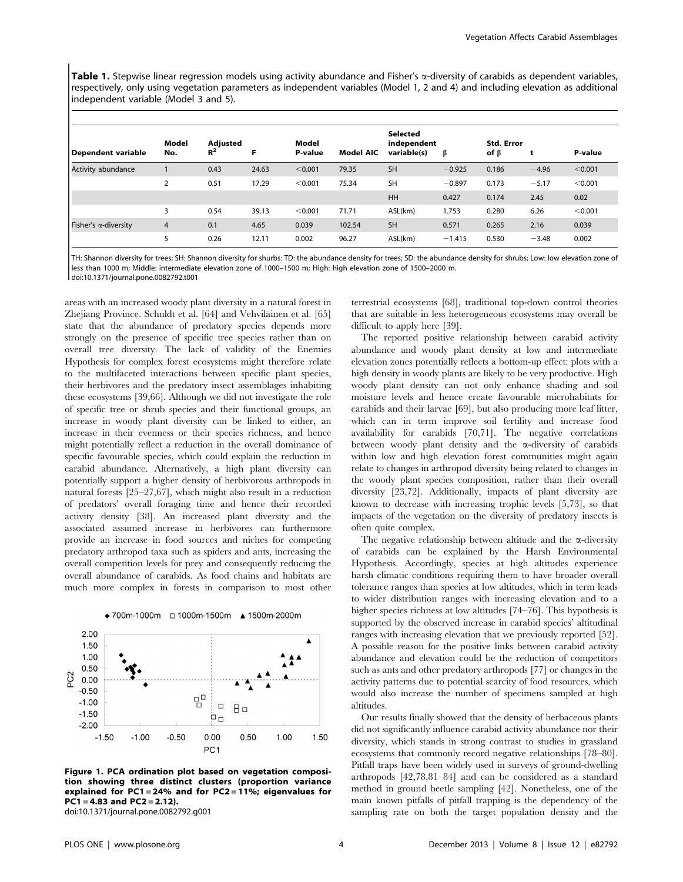**Table 1.** Stepwise linear regression models using activity abundance and Fisher's α-diversity of carabids as dependent variables, respectively, only using vegetation parameters as independent variables (Model 1, 2 and 4) and including elevation as additional independent variable (Model 3 and 5).

| Dependent variable | Model No. | Adjusted $R^2$ | F | Model P-value | Model AIC | Selected independent variable(s) | β | Std. Error of β | t | P-value |
|---|---|---|---|---|---|---|---|---|---|---|
| Activity abundance | 1 | 0.43 | 24.63 | <0.001 | 79.35 | SH | −0.925 | 0.186 | −4.96 | <0.001 |
| | 2 | 0.51 | 17.29 | <0.001 | 75.34 | SH | −0.897 | 0.173 | −5.17 | <0.001 |
| | | | | | | HH | 0.427 | 0.174 | 2.45 | 0.02 |
| | 3 | 0.54 | 39.13 | <0.001 | 71.71 | ASL(km) | 1.753 | 0.280 | 6.26 | <0.001 |
| Fisher's α-diversity | 4 | 0.1 | 4.65 | 0.039 | 102.54 | SH | 0.571 | 0.265 | 2.16 | 0.039 |
| | 5 | 0.26 | 12.11 | 0.002 | 96.27 | ASL(km) | −1.415 | 0.530 | −3.48 | 0.002 |

TH: Shannon diversity for trees; SH: Shannon diversity for shurbs: TD: the abundance density for trees; SD: the abundance density for shrubs; Low: low elevation zone of less than 1000 m; Middle: intermediate elevation zone of 1000–1500 m; High: high elevation zone of 1500–2000 m.
doi:10.1371/journal.pone.0082792.t001

areas with an increased woody plant diversity in a natural forest in Zhejiang Province. Schuldt et al. [64] and Vehviläinen et al. [65] state that the abundance of predatory species depends more strongly on the presence of specific tree species rather than on overall tree diversity. The lack of validity of the Enemies Hypothesis for complex forest ecosystems might therefore relate to the multifaceted interactions between specific plant species, their herbivores and the predatory insect assemblages inhabiting these ecosystems [39,66]. Although we did not investigate the role of specific tree or shrub species and their functional groups, an increase in woody plant diversity can be linked to either, an increase in their evenness or their species richness, and hence might potentially reflect a reduction in the overall dominance of specific favourable species, which could explain the reduction in carabid abundance. Alternatively, a high plant diversity can potentially support a higher density of herbivorous arthropods in natural forests [25–27,67], which might also result in a reduction of predators' overall foraging time and hence their recorded activity density [38]. An increased plant diversity and the associated assumed increase in herbivores can furthermore provide an increase in food sources and niches for competing predatory arthropod taxa such as spiders and ants, increasing the overall competition levels for prey and consequently reducing the overall abundance of carabids. As food chains and habitats are much more complex in forests in comparison to most other terrestrial ecosystems [68], traditional top-down control theories that are suitable in less heterogeneous ecosystems may overall be difficult to apply here [39].

**Figure 1. PCA ordination plot based on vegetation composition showing three distinct clusters (proportion variance explained for PC1 = 24% and for PC2 = 11%; eigenvalues for PC1 = 4.83 and PC2 = 2.12).**
doi:10.1371/journal.pone.0082792.g001

The reported positive relationship between carabid activity abundance and woody plant density at low and intermediate elevation zones potentially reflects a bottom-up effect: plots with a high density in woody plants are likely to be very productive. High woody plant density can not only enhance shading and soil moisture levels and hence create favourable microhabitats for carabids and their larvae [69], but also producing more leaf litter, which can in term improve soil fertility and increase food availability for carabids [70,71]. The negative correlations between woody plant density and the α-diversity of carabids within low and high elevation forest communities might again relate to changes in arthropod diversity being related to changes in the woody plant species composition, rather than their overall diversity [23,72]. Additionally, impacts of plant diversity are known to decrease with increasing trophic levels [5,73], so that impacts of the vegetation on the diversity of predatory insects is often quite complex.

The negative relationship between altitude and the α-diversity of carabids can be explained by the Harsh Environmental Hypothesis. Accordingly, species at high altitudes experience harsh climatic conditions requiring them to have broader overall tolerance ranges than species at low altitudes, which in term leads to wider distribution ranges with increasing elevation and to a higher species richness at low altitudes [74–76]. This hypothesis is supported by the observed increase in carabid species' altitudinal ranges with increasing elevation that we previously reported [52]. A possible reason for the positive links between carabid activity abundance and elevation could be the reduction of competitors such as ants and other predatory arthropods [77] or changes in the activity patterns due to potential scarcity of food resources, which would also increase the number of specimens sampled at high altitudes.

Our results finally showed that the density of herbaceous plants did not significantly influence carabid activity abundance nor their diversity, which stands in strong contrast to studies in grassland ecosystems that commonly record negative relationships [78–80]. Pitfall traps have been widely used in surveys of ground-dwelling arthropods [42,78,81–84] and can be considered as a standard method in ground beetle sampling [42]. Nonetheless, one of the main known pitfalls of pitfall trapping is the dependency of the sampling rate on both the target population density and the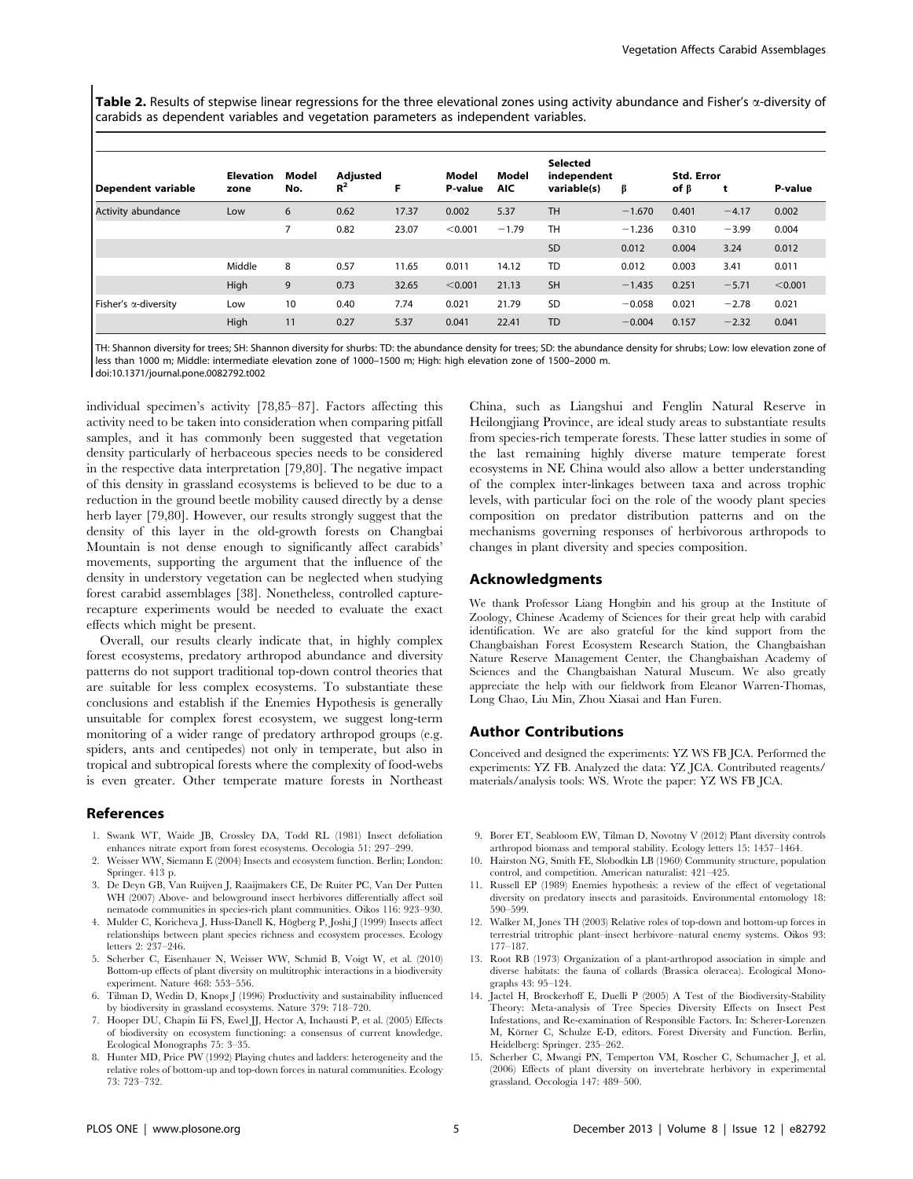**Table 2.** Results of stepwise linear regressions for the three elevational zones using activity abundance and Fisher's α-diversity of carabids as dependent variables and vegetation parameters as independent variables.

| Dependent variable | Elevation zone | Model No. | Adjusted $R^2$ | F | Model P-value | Model AIC | Selected independent variable(s) | β | Std. Error of β | t | P-value |
|---|---|---|---|---|---|---|---|---|---|---|---|
| Activity abundance | Low | 6 | 0.62 | 17.37 | 0.002 | 5.37 | TH | −1.670 | 0.401 | −4.17 | 0.002 |
| | | 7 | 0.82 | 23.07 | <0.001 | −1.79 | TH | −1.236 | 0.310 | −3.99 | 0.004 |
| | | | | | | | SD | 0.012 | 0.004 | 3.24 | 0.012 |
| | Middle | 8 | 0.57 | 11.65 | 0.011 | 14.12 | TD | 0.012 | 0.003 | 3.41 | 0.011 |
| | High | 9 | 0.73 | 32.65 | <0.001 | 21.13 | SH | −1.435 | 0.251 | −5.71 | <0.001 |
| Fisher's α-diversity | Low | 10 | 0.40 | 7.74 | 0.021 | 21.79 | SD | −0.058 | 0.021 | −2.78 | 0.021 |
| | High | 11 | 0.27 | 5.37 | 0.041 | 22.41 | TD | −0.004 | 0.157 | −2.32 | 0.041 |

TH: Shannon diversity for trees; SH: Shannon diversity for shurbs: TD: the abundance density for trees; SD: the abundance density for shrubs; Low: low elevation zone of less than 1000 m; Middle: intermediate elevation zone of 1000–1500 m; High: high elevation zone of 1500–2000 m.
doi:10.1371/journal.pone.0082792.t002

individual specimen's activity [78,85–87]. Factors affecting this activity need to be taken into consideration when comparing pitfall samples, and it has commonly been suggested that vegetation density particularly of herbaceous species needs to be considered in the respective data interpretation [79,80]. The negative impact of this density in grassland ecosystems is believed to be due to a reduction in the ground beetle mobility caused directly by a dense herb layer [79,80]. However, our results strongly suggest that the density of this layer in the old-growth forests on Changbai Mountain is not dense enough to significantly affect carabids' movements, supporting the argument that the influence of the density in understory vegetation can be neglected when studying forest carabid assemblages [38]. Nonetheless, controlled capture-recapture experiments would be needed to evaluate the exact effects which might be present.

Overall, our results clearly indicate that, in highly complex forest ecosystems, predatory arthropod abundance and diversity patterns do not support traditional top-down control theories that are suitable for less complex ecosystems. To substantiate these conclusions and establish if the Enemies Hypothesis is generally unsuitable for complex forest ecosystem, we suggest long-term monitoring of a wider range of predatory arthropod groups (e.g. spiders, ants and centipedes) not only in temperate, but also in tropical and subtropical forests where the complexity of food-webs is even greater. Other temperate mature forests in Northeast China, such as Liangshui and Fenglin Natural Reserve in Heilongjiang Province, are ideal study areas to substantiate results from species-rich temperate forests. These latter studies in some of the last remaining highly diverse mature temperate forest ecosystems in NE China would also allow a better understanding of the complex inter-linkages between taxa and across trophic levels, with particular foci on the role of the woody plant species composition on predator distribution patterns and on the mechanisms governing responses of herbivorous arthropods to changes in plant diversity and species composition.

## Acknowledgments

We thank Professor Liang Hongbin and his group at the Institute of Zoology, Chinese Academy of Sciences for their great help with carabid identification. We are also grateful for the kind support from the Changbaishan Forest Ecosystem Research Station, the Changbaishan Nature Reserve Management Center, the Changbaishan Academy of Sciences and the Changbaishan Natural Museum. We also greatly appreciate the help with our fieldwork from Eleanor Warren-Thomas, Long Chao, Liu Min, Zhou Xiasai and Han Furen.

## Author Contributions

Conceived and designed the experiments: YZ WS FB JCA. Performed the experiments: YZ FB. Analyzed the data: YZ JCA. Contributed reagents/materials/analysis tools: WS. Wrote the paper: YZ WS FB JCA.

## References

1. Swank WT, Waide JB, Crossley DA, Todd RL (1981) Insect defoliation enhances nitrate export from forest ecosystems. Oecologia 51: 297–299.
2. Weisser WW, Siemann E (2004) Insects and ecosystem function. Berlin; London: Springer. 413 p.
3. De Deyn GB, Van Ruijven J, Raaijmakers CE, De Ruiter PC, Van Der Putten WH (2007) Above- and belowground insect herbivores differentially affect soil nematode communities in species-rich plant communities. Oikos 116: 923–930.
4. Mulder C, Koricheva J, Huss-Danell K, Högberg P, Joshi J (1999) Insects affect relationships between plant species richness and ecosystem processes. Ecology letters 2: 237–246.
5. Scherber C, Eisenhauer N, Weisser WW, Schmid B, Voigt W, et al. (2010) Bottom-up effects of plant diversity on multitrophic interactions in a biodiversity experiment. Nature 468: 553–556.
6. Tilman D, Wedin D, Knops J (1996) Productivity and sustainability influenced by biodiversity in grassland ecosystems. Nature 379: 718–720.
7. Hooper DU, Chapin Iii FS, Ewel JJ, Hector A, Inchausti P, et al. (2005) Effects of biodiversity on ecosystem functioning: a consensus of current knowledge. Ecological Monographs 75: 3–35.
8. Hunter MD, Price PW (1992) Playing chutes and ladders: heterogeneity and the relative roles of bottom-up and top-down forces in natural communities. Ecology 73: 723–732.
9. Borer ET, Seabloom EW, Tilman D, Novotny V (2012) Plant diversity controls arthropod biomass and temporal stability. Ecology letters 15: 1457–1464.
10. Hairston NG, Smith FE, Slobodkin LB (1960) Community structure, population control, and competition. American naturalist: 421–425.
11. Russell EP (1989) Enemies hypothesis: a review of the effect of vegetational diversity on predatory insects and parasitoids. Environmental entomology 18: 590–599.
12. Walker M, Jones TH (2003) Relative roles of top-down and bottom-up forces in terrestrial tritrophic plant–insect herbivore–natural enemy systems. Oikos 93: 177–187.
13. Root RB (1973) Organization of a plant-arthropod association in simple and diverse habitats: the fauna of collards (Brassica oleracea). Ecological Monographs 43: 95–124.
14. Jactel H, Brockerhoff E, Duelli P (2005) A Test of the Biodiversity-Stability Theory: Meta-analysis of Tree Species Diversity Effects on Insect Pest Infestations, and Re-examination of Responsible Factors. In: Scherer-Lorenzen M, Körner C, Schulze E-D, editors. Forest Diversity and Function. Berlin, Heidelberg: Springer. 235–262.
15. Scherber C, Mwangi PN, Temperton VM, Roscher C, Schumacher J, et al. (2006) Effects of plant diversity on invertebrate herbivory in experimental grassland. Oecologia 147: 489–500.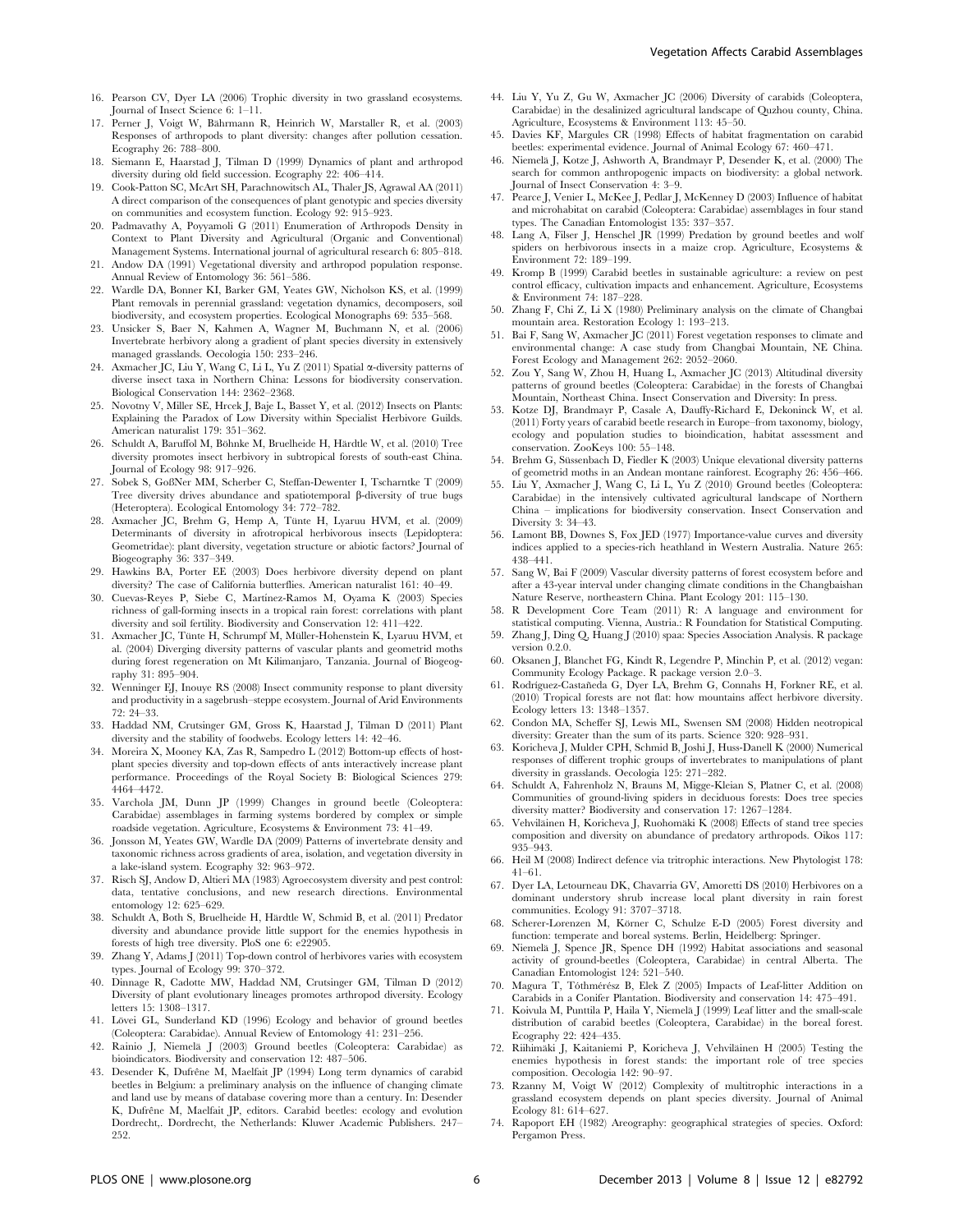16. Pearson CV, Dyer LA (2006) Trophic diversity in two grassland ecosystems. Journal of Insect Science 6: 1–11.
17. Perner J, Voigt W, Bährmann R, Heinrich W, Marstaller R, et al. (2003) Responses of arthropods to plant diversity: changes after pollution cessation. Ecography 26: 788–800.
18. Siemann E, Haarstad J, Tilman D (1999) Dynamics of plant and arthropod diversity during old field succession. Ecography 22: 406–414.
19. Cook-Patton SC, McArt SH, Parachnowitsch AL, Thaler JS, Agrawal AA (2011) A direct comparison of the consequences of plant genotypic and species diversity on communities and ecosystem function. Ecology 92: 915–923.
20. Padmavathy A, Poyyamoli G (2011) Enumeration of Arthropods Density in Context to Plant Diversity and Agricultural (Organic and Conventional) Management Systems. International journal of agricultural research 6: 805–818.
21. Andow DA (1991) Vegetational diversity and arthropod population response. Annual Review of Entomology 36: 561–586.
22. Wardle DA, Bonner KI, Barker GM, Yeates GW, Nicholson KS, et al. (1999) Plant removals in perennial grassland: vegetation dynamics, decomposers, soil biodiversity, and ecosystem properties. Ecological Monographs 69: 535–568.
23. Unsicker S, Baer N, Kahmen A, Wagner M, Buchmann N, et al. (2006) Invertebrate herbivory along a gradient of plant species diversity in extensively managed grasslands. Oecologia 150: 233–246.
24. Axmacher JC, Liu Y, Wang C, Li L, Yu Z (2011) Spatial α-diversity patterns of diverse insect taxa in Northern China: Lessons for biodiversity conservation. Biological Conservation 144: 2362–2368.
25. Novotny V, Miller SE, Hrcek J, Baje L, Basset Y, et al. (2012) Insects on Plants: Explaining the Paradox of Low Diversity within Specialist Herbivore Guilds. American naturalist 179: 351–362.
26. Schuldt A, Baruffol M, Böhnke M, Bruelheide H, Härdtle W, et al. (2010) Tree diversity promotes insect herbivory in subtropical forests of south-east China. Journal of Ecology 98: 917–926.
27. Sobek S, Goßner MM, Scherber C, Steffan-Dewenter I, Tscharntke T (2009) Tree diversity drives abundance and spatiotemporal β-diversity of true bugs (Heteroptera). Ecological Entomology 34: 772–782.
28. Axmacher JC, Brehm G, Hemp A, Tünte H, Lyaruu HVM, et al. (2009) Determinants of diversity in afrotropical herbivorous insects (Lepidoptera: Geometridae): plant diversity, vegetation structure or abiotic factors? Journal of Biogeography 36: 337–349.
29. Hawkins BA, Porter EE (2003) Does herbivore diversity depend on plant diversity? The case of California butterflies. American naturalist 161: 40–49.
30. Cuevas-Reyes P, Siebe C, Martínez-Ramos M, Oyama K (2003) Species richness of gall-forming insects in a tropical rain forest: correlations with plant diversity and soil fertility. Biodiversity and Conservation 12: 411–422.
31. Axmacher JC, Tünte H, Schrumpf M, Müller-Hohenstein K, Lyaruu HVM, et al. (2004) Diverging diversity patterns of vascular plants and geometrid moths during forest regeneration on Mt Kilimanjaro, Tanzania. Journal of Biogeography 31: 895–904.
32. Wenninger EJ, Inouye RS (2008) Insect community response to plant diversity and productivity in a sagebrush–steppe ecosystem. Journal of Arid Environments 72: 24–33.
33. Haddad NM, Crutsinger GM, Gross K, Haarstad J, Tilman D (2011) Plant diversity and the stability of foodwebs. Ecology letters 14: 42–46.
34. Moreira X, Mooney KA, Zas R, Sampedro L (2012) Bottom-up effects of host-plant species diversity and top-down effects of ants interactively increase plant performance. Proceedings of the Royal Society B: Biological Sciences 279: 4464–4472.
35. Varchola JM, Dunn JP (1999) Changes in ground beetle (Coleoptera: Carabidae) assemblages in farming systems bordered by complex or simple roadside vegetation. Agriculture, Ecosystems & Environment 73: 41–49.
36. Jonsson M, Yeates GW, Wardle DA (2009) Patterns of invertebrate density and taxonomic richness across gradients of area, isolation, and vegetation diversity in a lake-island system. Ecography 32: 963–972.
37. Risch SJ, Andow D, Altieri MA (1983) Agroecosystem diversity and pest control: data, tentative conclusions, and new research directions. Environmental entomology 12: 625–629.
38. Schuldt A, Both S, Bruelheide H, Härdtle W, Schmid B, et al. (2011) Predator diversity and abundance provide little support for the enemies hypothesis in forests of high tree diversity. PloS one 6: e22905.
39. Zhang Y, Adams J (2011) Top-down control of herbivores varies with ecosystem types. Journal of Ecology 99: 370–372.
40. Dinnage R, Cadotte MW, Haddad NM, Crutsinger GM, Tilman D (2012) Diversity of plant evolutionary lineages promotes arthropod diversity. Ecology letters 15: 1308–1317.
41. Lövei GL, Sunderland KD (1996) Ecology and behavior of ground beetles (Coleoptera: Carabidae). Annual Review of Entomology 41: 231–256.
42. Rainio J, Niemelä J (2003) Ground beetles (Coleoptera: Carabidae) as bioindicators. Biodiversity and conservation 12: 487–506.
43. Desender K, Dufrêne M, Maelfait JP (1994) Long term dynamics of carabid beetles in Belgium: a preliminary analysis on the influence of changing climate and land use by means of database covering more than a century. In: Desender K, Dufrêne M, Maelfait JP, editors. Carabid beetles: ecology and evolution Dordrecht,. Dordrecht, the Netherlands: Kluwer Academic Publishers. 247–252.
44. Liu Y, Yu Z, Gu W, Axmacher JC (2006) Diversity of carabids (Coleoptera, Carabidae) in the desalinized agricultural landscape of Quzhou county, China. Agriculture, Ecosystems & Environment 113: 45–50.
45. Davies KF, Margules CR (1998) Effects of habitat fragmentation on carabid beetles: experimental evidence. Journal of Animal Ecology 67: 460–471.
46. Niemelä J, Kotze J, Ashworth A, Brandmayr P, Desender K, et al. (2000) The search for common anthropogenic impacts on biodiversity: a global network. Journal of Insect Conservation 4: 3–9.
47. Pearce J, Venier L, McKee J, Pedlar J, McKenney D (2003) Influence of habitat and microhabitat on carabid (Coleoptera: Carabidae) assemblages in four stand types. The Canadian Entomologist 135: 337–357.
48. Lang A, Filser J, Henschel JR (1999) Predation by ground beetles and wolf spiders on herbivorous insects in a maize crop. Agriculture, Ecosystems & Environment 72: 189–199.
49. Kromp B (1999) Carabid beetles in sustainable agriculture: a review on pest control efficacy, cultivation impacts and enhancement. Agriculture, Ecosystems & Environment 74: 187–228.
50. Zhang F, Chi Z, Li X (1980) Preliminary analysis on the climate of Changbai mountain area. Restoration Ecology 1: 193–213.
51. Bai F, Sang W, Axmacher JC (2011) Forest vegetation responses to climate and environmental change: A case study from Changbai Mountain, NE China. Forest Ecology and Management 262: 2052–2060.
52. Zou Y, Sang W, Zhou H, Huang L, Axmacher JC (2013) Altitudinal diversity patterns of ground beetles (Coleoptera: Carabidae) in the forests of Changbai Mountain, Northeast China. Insect Conservation and Diversity: In press.
53. Kotze DJ, Brandmayr P, Casale A, Dauffy-Richard E, Dekoninck W, et al. (2011) Forty years of carabid beetle research in Europe–from taxonomy, biology, ecology and population studies to bioindication, habitat assessment and conservation. ZooKeys 100: 55–148.
54. Brehm G, Süssenbach D, Fiedler K (2003) Unique elevational diversity patterns of geometrid moths in an Andean montane rainforest. Ecography 26: 456–466.
55. Liu Y, Axmacher J, Wang C, Li L, Yu Z (2010) Ground beetles (Coleoptera: Carabidae) in the intensively cultivated agricultural landscape of Northern China – implications for biodiversity conservation. Insect Conservation and Diversity 3: 34–43.
56. Lamont BB, Downes S, Fox JED (1977) Importance-value curves and diversity indices applied to a species-rich heathland in Western Australia. Nature 265: 438–441.
57. Sang W, Bai F (2009) Vascular diversity patterns of forest ecosystem before and after a 43-year interval under changing climate conditions in the Changbaishan Nature Reserve, northeastern China. Plant Ecology 201: 115–130.
58. R Development Core Team (2011) R: A language and environment for statistical computing. Vienna, Austria.: R Foundation for Statistical Computing.
59. Zhang J, Ding Q, Huang J (2010) spaa: Species Association Analysis. R package version 0.2.0.
60. Oksanen J, Blanchet FG, Kindt R, Legendre P, Minchin P, et al. (2012) vegan: Community Ecology Package. R package version 2.0–3.
61. Rodríguez-Castañeda G, Dyer LA, Brehm G, Connahs H, Forkner RE, et al. (2010) Tropical forests are not flat: how mountains affect herbivore diversity. Ecology letters 13: 1348–1357.
62. Condon MA, Scheffer SJ, Lewis ML, Swensen SM (2008) Hidden neotropical diversity: Greater than the sum of its parts. Science 320: 928–931.
63. Koricheva J, Mulder CPH, Schmid B, Joshi J, Huss-Danell K (2000) Numerical responses of different trophic groups of invertebrates to manipulations of plant diversity in grasslands. Oecologia 125: 271–282.
64. Schuldt A, Fahrenholz N, Brauns M, Migge-Kleian S, Platner C, et al. (2008) Communities of ground-living spiders in deciduous forests: Does tree species diversity matter? Biodiversity and conservation 17: 1267–1284.
65. Vehviläinen H, Koricheva J, Ruohomäki K (2008) Effects of stand tree species composition and diversity on abundance of predatory arthropods. Oikos 117: 935–943.
66. Heil M (2008) Indirect defence via tritrophic interactions. New Phytologist 178: 41–61.
67. Dyer LA, Letourneau DK, Chavarria GV, Amoretti DS (2010) Herbivores on a dominant understory shrub increase local plant diversity in rain forest communities. Ecology 91: 3707–3718.
68. Scherer-Lorenzen M, Körner C, Schulze E-D (2005) Forest diversity and function: temperate and boreal systems. Berlin, Heidelberg: Springer.
69. Niemelä J, Spence JR, Spence DH (1992) Habitat associations and seasonal activity of ground-beetles (Coleoptera, Carabidae) in central Alberta. The Canadian Entomologist 124: 521–540.
70. Magura T, Tóthmérész B, Elek Z (2005) Impacts of Leaf-litter Addition on Carabids in a Conifer Plantation. Biodiversity and conservation 14: 475–491.
71. Koivula M, Punttila P, Haila Y, Niemelä J (1999) Leaf litter and the small-scale distribution of carabid beetles (Coleoptera, Carabidae) in the boreal forest. Ecography 22: 424–435.
72. Riihimäki J, Kaitaniemi P, Koricheva J, Vehviläinen H (2005) Testing the enemies hypothesis in forest stands: the important role of tree species composition. Oecologia 142: 90–97.
73. Rzanny M, Voigt W (2012) Complexity of multitrophic interactions in a grassland ecosystem depends on plant species diversity. Journal of Animal Ecology 81: 614–627.
74. Rapoport EH (1982) Areography: geographical strategies of species. Oxford: Pergamon Press.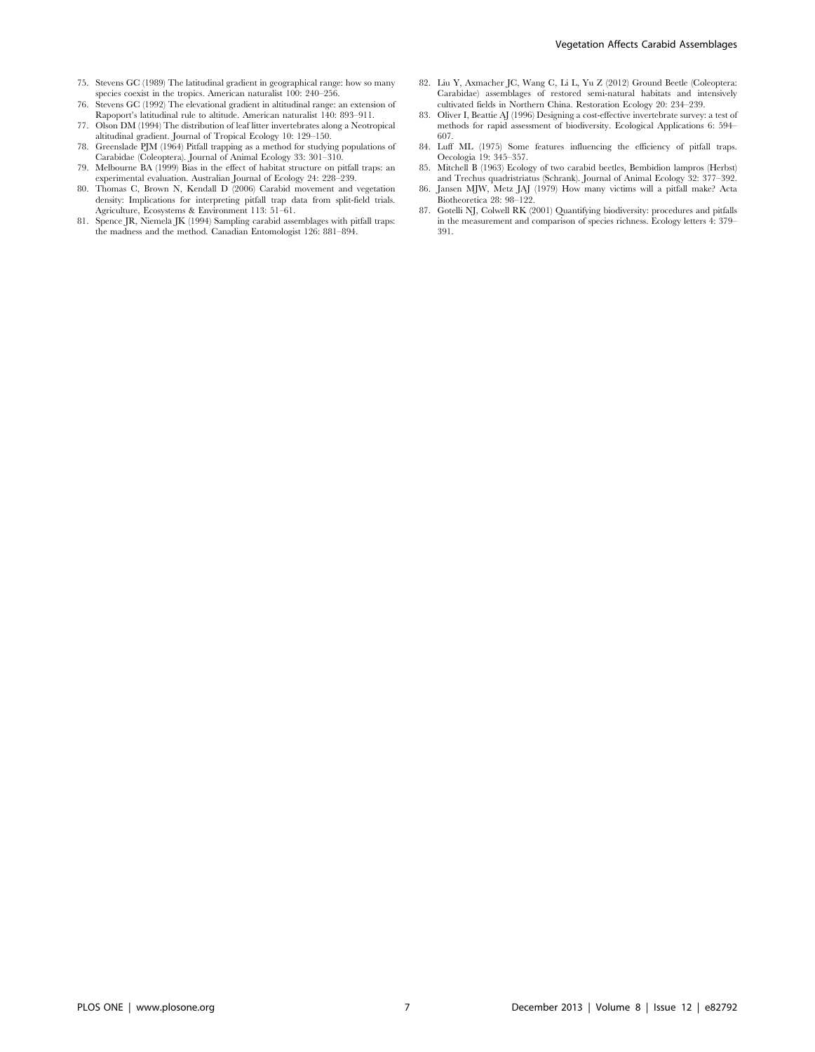75. Stevens GC (1989) The latitudinal gradient in geographical range: how so many species coexist in the tropics. American naturalist 100: 240–256.
76. Stevens GC (1992) The elevational gradient in altitudinal range: an extension of Rapoport's latitudinal rule to altitude. American naturalist 140: 893–911.
77. Olson DM (1994) The distribution of leaf litter invertebrates along a Neotropical altitudinal gradient. Journal of Tropical Ecology 10: 129–150.
78. Greenslade PJM (1964) Pitfall trapping as a method for studying populations of Carabidae (Coleoptera). Journal of Animal Ecology 33: 301–310.
79. Melbourne BA (1999) Bias in the effect of habitat structure on pitfall traps: an experimental evaluation. Australian Journal of Ecology 24: 228–239.
80. Thomas C, Brown N, Kendall D (2006) Carabid movement and vegetation density: Implications for interpreting pitfall trap data from split-field trials. Agriculture, Ecosystems & Environment 113: 51–61.
81. Spence JR, Niemelä JK (1994) Sampling carabid assemblages with pitfall traps: the madness and the method. Canadian Entomologist 126: 881–894.
82. Liu Y, Axmacher JC, Wang C, Li L, Yu Z (2012) Ground Beetle (Coleoptera: Carabidae) assemblages of restored semi-natural habitats and intensively cultivated fields in Northern China. Restoration Ecology 20: 234–239.
83. Oliver I, Beattie AJ (1996) Designing a cost-effective invertebrate survey: a test of methods for rapid assessment of biodiversity. Ecological Applications 6: 594–607.
84. Luff ML (1975) Some features influencing the efficiency of pitfall traps. Oecologia 19: 345–357.
85. Mitchell B (1963) Ecology of two carabid beetles, Bembidion lampros (Herbst) and Trechus quadristriatus (Schrank). Journal of Animal Ecology 32: 377–392.
86. Jansen MJW, Metz JAJ (1979) How many victims will a pitfall make? Acta Biotheoretica 28: 98–122.
87. Gotelli NJ, Colwell RK (2001) Quantifying biodiversity: procedures and pitfalls in the measurement and comparison of species richness. Ecology letters 4: 379–391.